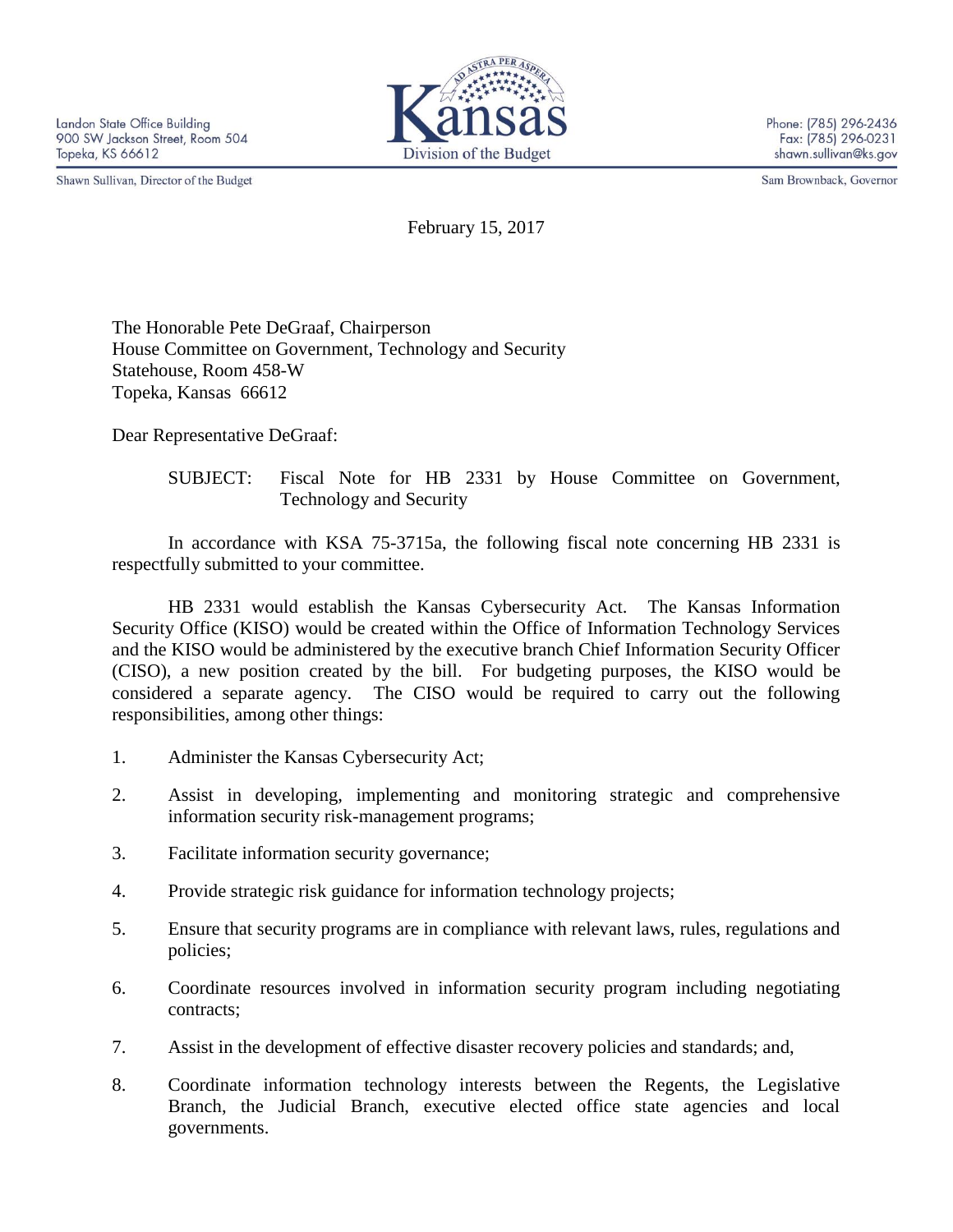Landon State Office Building
900 SW Jackson Street, Room 504
Topeka, KS 66612

Shawn Sullivan, Director of the Budget

Kansas
Division of the Budget

Phone: (785) 296-2436
Fax: (785) 296-0231
shawn.sullivan@ks.gov

Sam Brownback, Governor

February 15, 2017

The Honorable Pete DeGraaf, Chairperson
House Committee on Government, Technology and Security
Statehouse, Room 458-W
Topeka, Kansas 66612

Dear Representative DeGraaf:

SUBJECT: Fiscal Note for HB 2331 by House Committee on Government, Technology and Security

In accordance with KSA 75-3715a, the following fiscal note concerning HB 2331 is respectfully submitted to your committee.

HB 2331 would establish the Kansas Cybersecurity Act. The Kansas Information Security Office (KISO) would be created within the Office of Information Technology Services and the KISO would be administered by the executive branch Chief Information Security Officer (CISO), a new position created by the bill. For budgeting purposes, the KISO would be considered a separate agency. The CISO would be required to carry out the following responsibilities, among other things:

1. Administer the Kansas Cybersecurity Act;
2. Assist in developing, implementing and monitoring strategic and comprehensive information security risk-management programs;
3. Facilitate information security governance;
4. Provide strategic risk guidance for information technology projects;
5. Ensure that security programs are in compliance with relevant laws, rules, regulations and policies;
6. Coordinate resources involved in information security program including negotiating contracts;
7. Assist in the development of effective disaster recovery policies and standards; and,
8. Coordinate information technology interests between the Regents, the Legislative Branch, the Judicial Branch, executive elected office state agencies and local governments.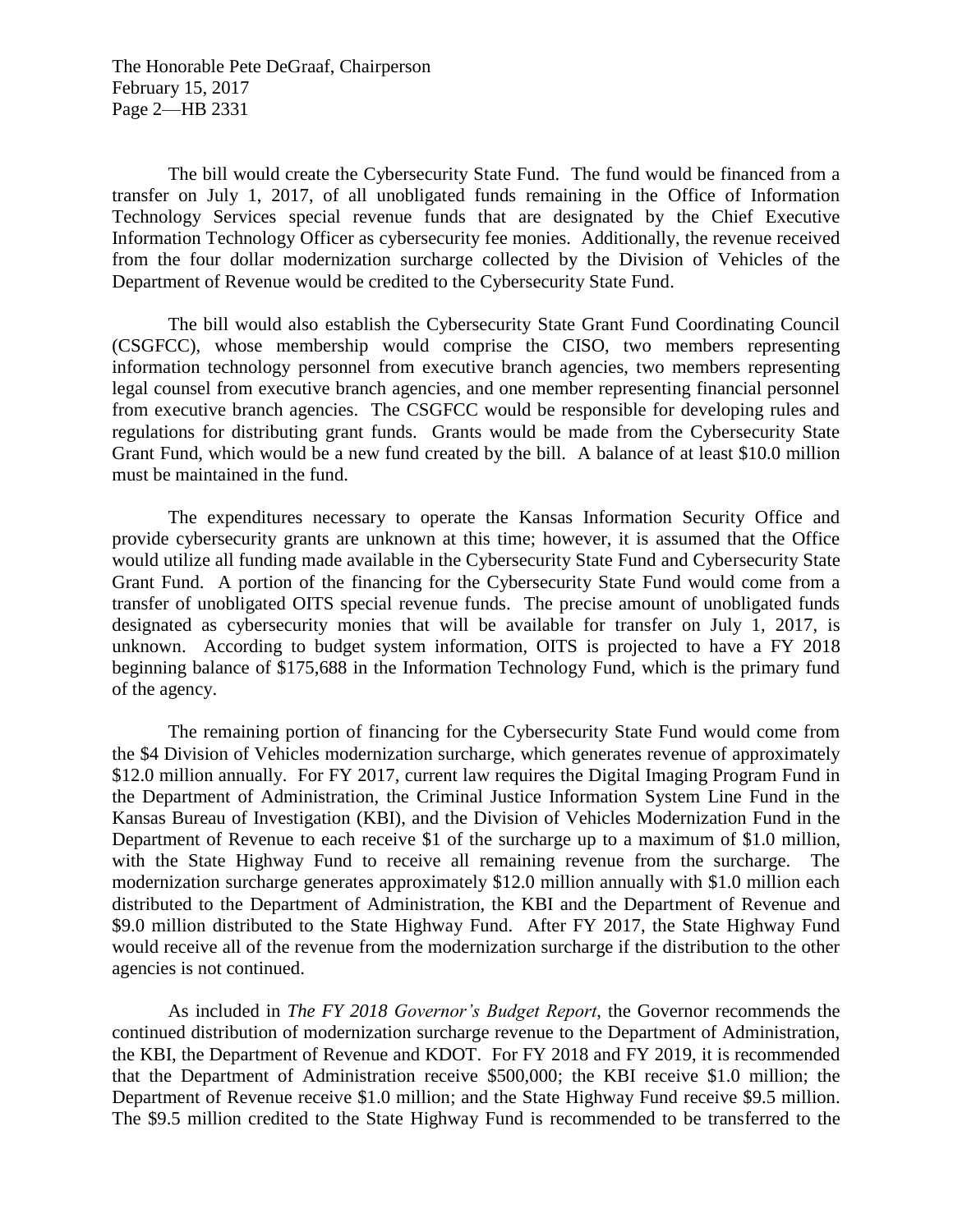The bill would create the Cybersecurity State Fund. The fund would be financed from a transfer on July 1, 2017, of all unobligated funds remaining in the Office of Information Technology Services special revenue funds that are designated by the Chief Executive Information Technology Officer as cybersecurity fee monies. Additionally, the revenue received from the four dollar modernization surcharge collected by the Division of Vehicles of the Department of Revenue would be credited to the Cybersecurity State Fund.

The bill would also establish the Cybersecurity State Grant Fund Coordinating Council (CSGFCC), whose membership would comprise the CISO, two members representing information technology personnel from executive branch agencies, two members representing legal counsel from executive branch agencies, and one member representing financial personnel from executive branch agencies. The CSGFCC would be responsible for developing rules and regulations for distributing grant funds. Grants would be made from the Cybersecurity State Grant Fund, which would be a new fund created by the bill. A balance of at least $10.0 million must be maintained in the fund.

The expenditures necessary to operate the Kansas Information Security Office and provide cybersecurity grants are unknown at this time; however, it is assumed that the Office would utilize all funding made available in the Cybersecurity State Fund and Cybersecurity State Grant Fund. A portion of the financing for the Cybersecurity State Fund would come from a transfer of unobligated OITS special revenue funds. The precise amount of unobligated funds designated as cybersecurity monies that will be available for transfer on July 1, 2017, is unknown. According to budget system information, OITS is projected to have a FY 2018 beginning balance of $175,688 in the Information Technology Fund, which is the primary fund of the agency.

The remaining portion of financing for the Cybersecurity State Fund would come from the $4 Division of Vehicles modernization surcharge, which generates revenue of approximately $12.0 million annually. For FY 2017, current law requires the Digital Imaging Program Fund in the Department of Administration, the Criminal Justice Information System Line Fund in the Kansas Bureau of Investigation (KBI), and the Division of Vehicles Modernization Fund in the Department of Revenue to each receive $1 of the surcharge up to a maximum of $1.0 million, with the State Highway Fund to receive all remaining revenue from the surcharge. The modernization surcharge generates approximately $12.0 million annually with $1.0 million each distributed to the Department of Administration, the KBI and the Department of Revenue and $9.0 million distributed to the State Highway Fund. After FY 2017, the State Highway Fund would receive all of the revenue from the modernization surcharge if the distribution to the other agencies is not continued.

As included in *The FY 2018 Governor's Budget Report*, the Governor recommends the continued distribution of modernization surcharge revenue to the Department of Administration, the KBI, the Department of Revenue and KDOT. For FY 2018 and FY 2019, it is recommended that the Department of Administration receive $500,000; the KBI receive $1.0 million; the Department of Revenue receive $1.0 million; and the State Highway Fund receive $9.5 million. The $9.5 million credited to the State Highway Fund is recommended to be transferred to the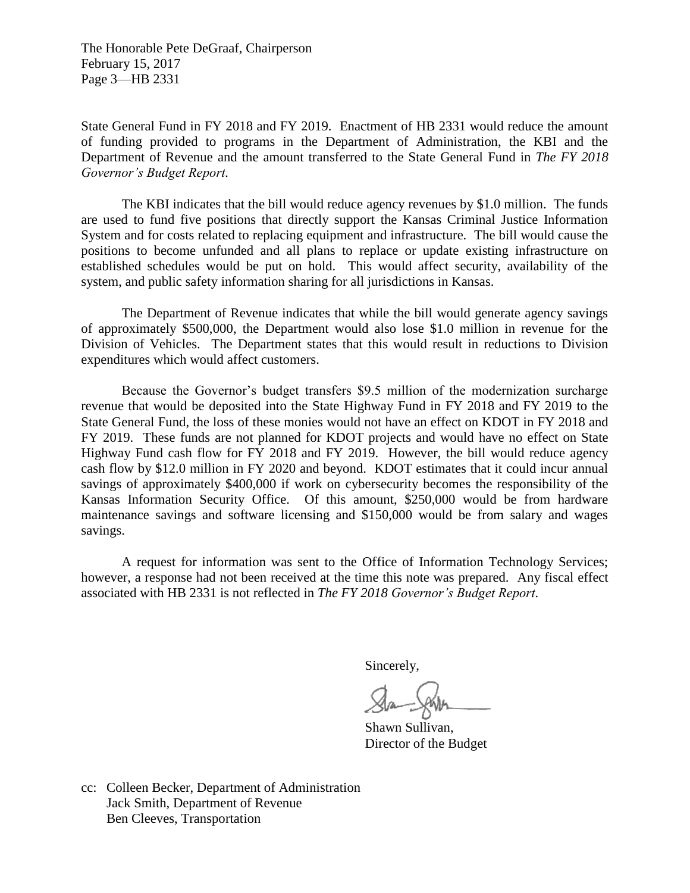State General Fund in FY 2018 and FY 2019. Enactment of HB 2331 would reduce the amount of funding provided to programs in the Department of Administration, the KBI and the Department of Revenue and the amount transferred to the State General Fund in *The FY 2018 Governor's Budget Report*.

The KBI indicates that the bill would reduce agency revenues by $1.0 million. The funds are used to fund five positions that directly support the Kansas Criminal Justice Information System and for costs related to replacing equipment and infrastructure. The bill would cause the positions to become unfunded and all plans to replace or update existing infrastructure on established schedules would be put on hold. This would affect security, availability of the system, and public safety information sharing for all jurisdictions in Kansas.

The Department of Revenue indicates that while the bill would generate agency savings of approximately $500,000, the Department would also lose $1.0 million in revenue for the Division of Vehicles. The Department states that this would result in reductions to Division expenditures which would affect customers.

Because the Governor's budget transfers $9.5 million of the modernization surcharge revenue that would be deposited into the State Highway Fund in FY 2018 and FY 2019 to the State General Fund, the loss of these monies would not have an effect on KDOT in FY 2018 and FY 2019. These funds are not planned for KDOT projects and would have no effect on State Highway Fund cash flow for FY 2018 and FY 2019. However, the bill would reduce agency cash flow by $12.0 million in FY 2020 and beyond. KDOT estimates that it could incur annual savings of approximately $400,000 if work on cybersecurity becomes the responsibility of the Kansas Information Security Office. Of this amount, $250,000 would be from hardware maintenance savings and software licensing and $150,000 would be from salary and wages savings.

A request for information was sent to the Office of Information Technology Services; however, a response had not been received at the time this note was prepared. Any fiscal effect associated with HB 2331 is not reflected in *The FY 2018 Governor's Budget Report*.

Sincerely,

Shawn Sullivan,
Director of the Budget

cc: Colleen Becker, Department of Administration
Jack Smith, Department of Revenue
Ben Cleeves, Transportation